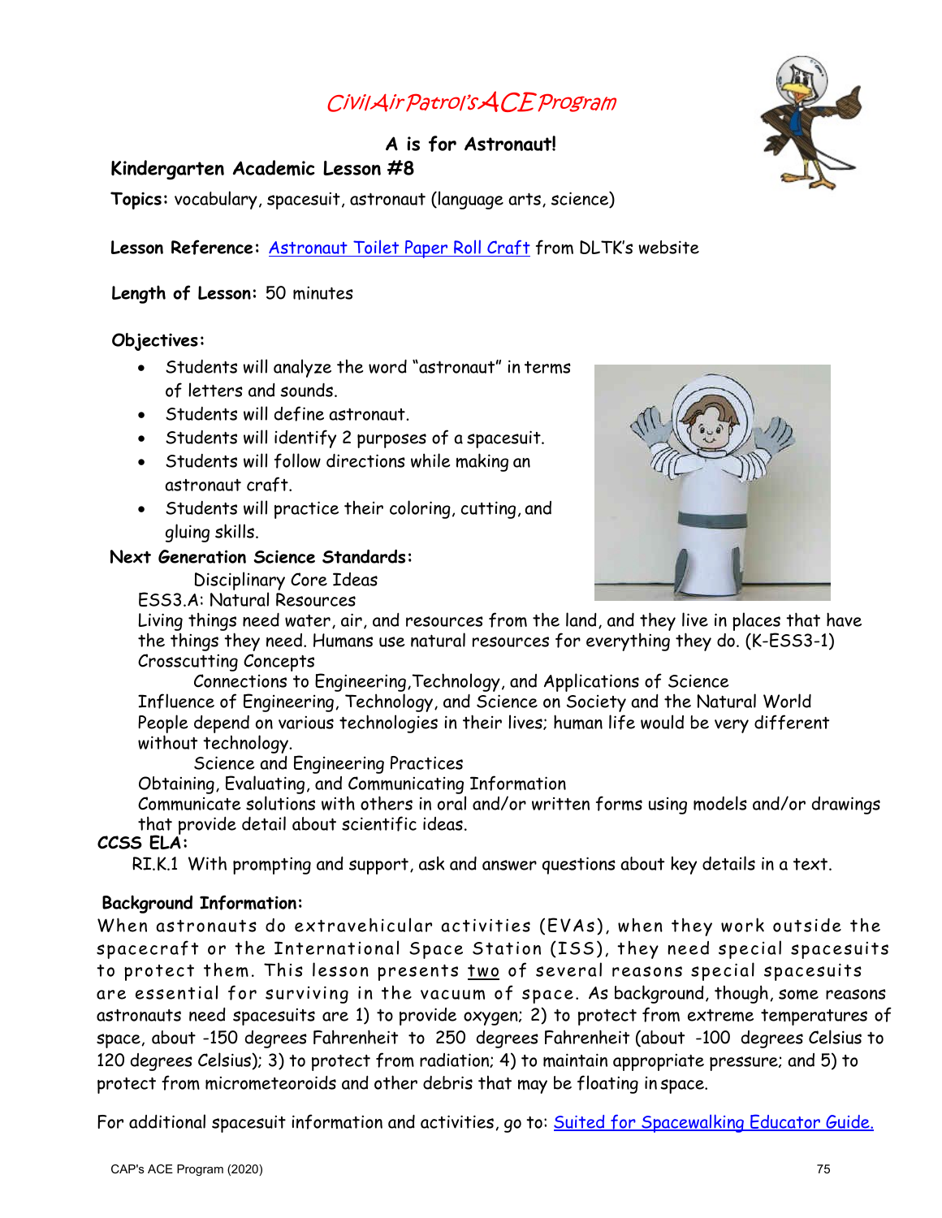# *Civil Air Patrol's ACE Program*

## A is for Astronaut!

### Kindergarten Academic Lesson #8

**Topics:** vocabulary, spacesuit, astronaut (language arts, science)

**Lesson Reference:** [Astronaut Toilet Paper Roll Craft]() from DLTK's website

**Length of Lesson:** 50 minutes

**Objectives:**

- Students will analyze the word "astronaut" in terms of letters and sounds.
- Students will define astronaut.
- Students will identify 2 purposes of a spacesuit.
- Students will follow directions while making an astronaut craft.
- Students will practice their coloring, cutting, and gluing skills.

***Next Generation Science Standards:***

Disciplinary Core Ideas

ESS3.A: Natural Resources

Living things need water, air, and resources from the land, and they live in places that have the things they need. Humans use natural resources for everything they do. (K-ESS3-1)

Crosscutting Concepts

Connections to Engineering,Technology, and Applications of Science

Influence of Engineering, Technology, and Science on Society and the Natural World

People depend on various technologies in their lives; human life would be very different without technology.

Science and Engineering Practices

Obtaining, Evaluating, and Communicating Information

Communicate solutions with others in oral and/or written forms using models and/or drawings that provide detail about scientific ideas.

***CCSS ELA:***

RI.K.1 With prompting and support, ask and answer questions about key details in a text.

**Background Information:**

When astronauts do extravehicular activities (EVAs), when they work outside the spacecraft or the International Space Station (ISS), they need special spacesuits to protect them. This lesson presents <u>two</u> of several reasons special spacesuits are essential for surviving in the vacuum of space. As background, though, some reasons astronauts need spacesuits are 1) to provide oxygen; 2) to protect from extreme temperatures of space, about -150 degrees Fahrenheit to 250 degrees Fahrenheit (about -100 degrees Celsius to 120 degrees Celsius); 3) to protect from radiation; 4) to maintain appropriate pressure; and 5) to protect from micrometeoroids and other debris that may be floating in space.

For additional spacesuit information and activities, go to: [Suited for Spacewalking Educator Guide.]()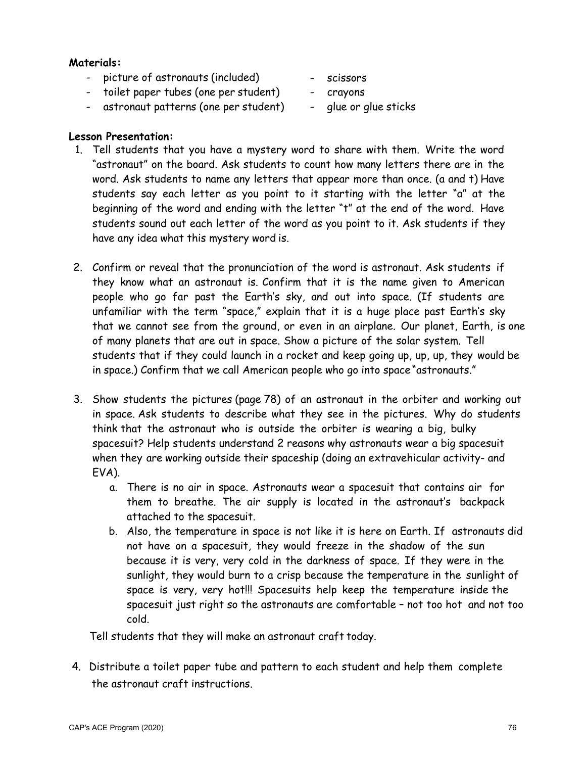**Materials:**

- picture of astronauts (included)
- toilet paper tubes (one per student)
- astronaut patterns (one per student)
- scissors
- crayons
- glue or glue sticks

**Lesson Presentation:**

1. Tell students that you have a mystery word to share with them. Write the word "astronaut" on the board. Ask students to count how many letters there are in the word. Ask students to name any letters that appear more than once. (a and t) Have students say each letter as you point to it starting with the letter "a" at the beginning of the word and ending with the letter "t" at the end of the word. Have students sound out each letter of the word as you point to it. Ask students if they have any idea what this mystery word is.

2. Confirm or reveal that the pronunciation of the word is astronaut. Ask students if they know what an astronaut is. Confirm that it is the name given to American people who go far past the Earth's sky, and out into space. (If students are unfamiliar with the term "space," explain that it is a huge place past Earth's sky that we cannot see from the ground, or even in an airplane. Our planet, Earth, is one of many planets that are out in space. Show a picture of the solar system. Tell students that if they could launch in a rocket and keep going up, up, up, they would be in space.) Confirm that we call American people who go into space "astronauts."

3. Show students the pictures (page 78) of an astronaut in the orbiter and working out in space. Ask students to describe what they see in the pictures. Why do students think that the astronaut who is outside the orbiter is wearing a big, bulky spacesuit? Help students understand 2 reasons why astronauts wear a big spacesuit when they are working outside their spaceship (doing an extravehicular activity- and EVA).
   a. There is no air in space. Astronauts wear a spacesuit that contains air for them to breathe. The air supply is located in the astronaut's backpack attached to the spacesuit.
   b. Also, the temperature in space is not like it is here on Earth. If astronauts did not have on a spacesuit, they would freeze in the shadow of the sun because it is very, very cold in the darkness of space. If they were in the sunlight, they would burn to a crisp because the temperature in the sunlight of space is very, very hot!!! Spacesuits help keep the temperature inside the spacesuit just right so the astronauts are comfortable – not too hot and not too cold.

   Tell students that they will make an astronaut craft today.

4. Distribute a toilet paper tube and pattern to each student and help them complete the astronaut craft instructions.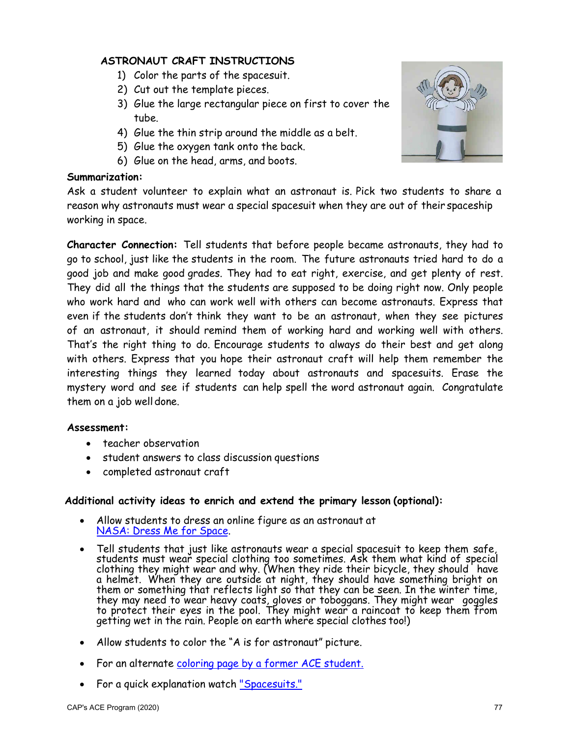## ASTRONAUT CRAFT INSTRUCTIONS

1) Color the parts of the spacesuit.
2) Cut out the template pieces.
3) Glue the large rectangular piece on first to cover the tube.
4) Glue the thin strip around the middle as a belt.
5) Glue the oxygen tank onto the back.
6) Glue on the head, arms, and boots.

**Summarization:**
Ask a student volunteer to explain what an astronaut is. Pick two students to share a reason why astronauts must wear a special spacesuit when they are out of their spaceship working in space.

**Character Connection:** Tell students that before people became astronauts, they had to go to school, just like the students in the room. The future astronauts tried hard to do a good job and make good grades. They had to eat right, exercise, and get plenty of rest. They did all the things that the students are supposed to be doing right now. Only people who work hard and who can work well with others can become astronauts. Express that even if the students don't think they want to be an astronaut, when they see pictures of an astronaut, it should remind them of working hard and working well with others. That's the right thing to do. Encourage students to always do their best and get along with others. Express that you hope their astronaut craft will help them remember the interesting things they learned today about astronauts and spacesuits. Erase the mystery word and see if students can help spell the word astronaut again. Congratulate them on a job well done.

**Assessment:**

- teacher observation
- student answers to class discussion questions
- completed astronaut craft

**Additional activity ideas to enrich and extend the primary lesson (optional):**

- Allow students to dress an online figure as an astronaut at NASA: Dress Me for Space.
- Tell students that just like astronauts wear a special spacesuit to keep them safe, students must wear special clothing too sometimes. Ask them what kind of special clothing they might wear and why. (When they ride their bicycle, they should have a helmet. When they are outside at night, they should have something bright on them or something that reflects light so that they can be seen. In the winter time, they may need to wear heavy coats, gloves or toboggans. They might wear goggles to protect their eyes in the pool. They might wear a raincoat to keep them from getting wet in the rain. People on earth where special clothes too!)
- Allow students to color the "A is for astronaut" picture.
- For an alternate coloring page by a former ACE student.
- For a quick explanation watch "Spacesuits."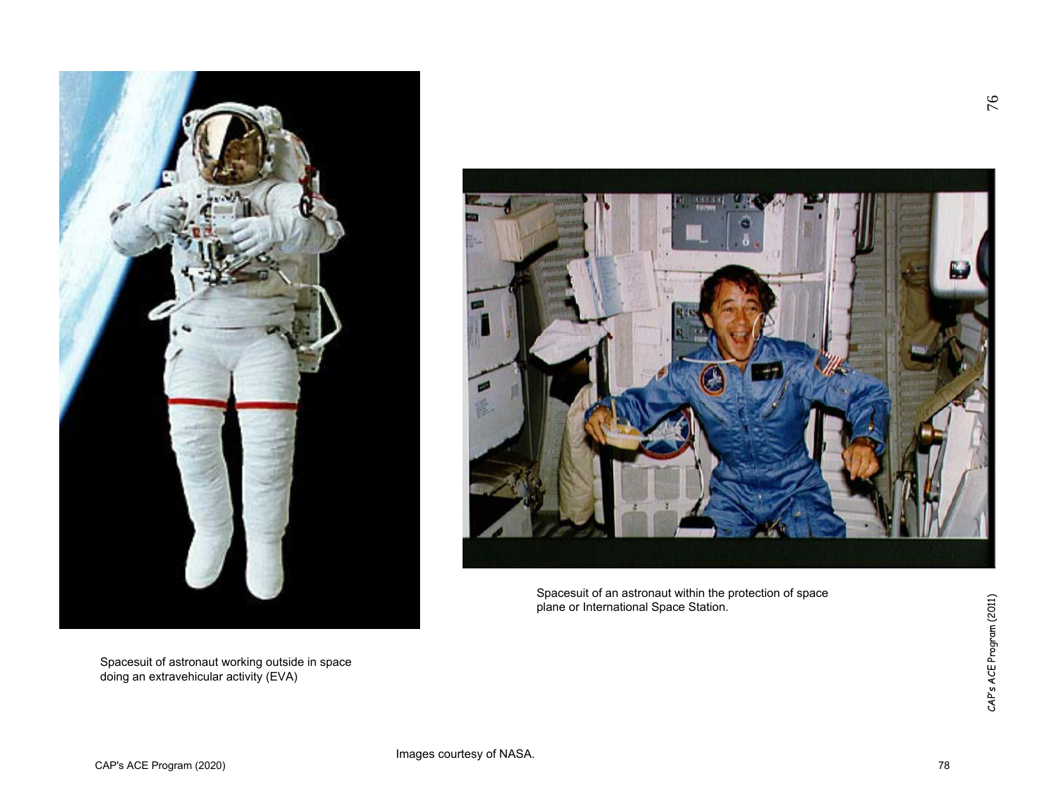Spacesuit of astronaut working outside in space doing an extravehicular activity (EVA)

Spacesuit of an astronaut within the protection of space plane or International Space Station.

Images courtesy of NASA.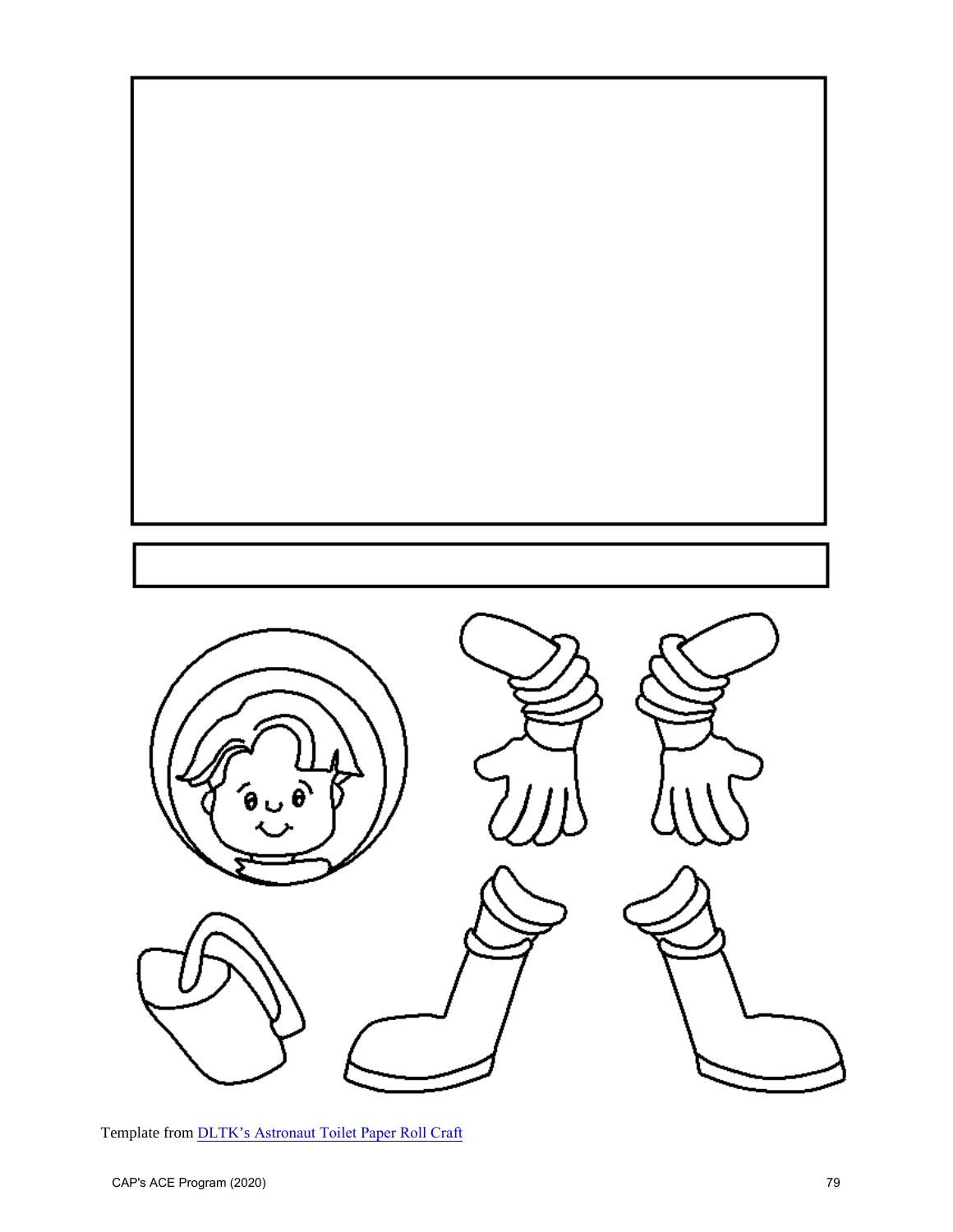Template from [DLTK's Astronaut Toilet Paper Roll Craft]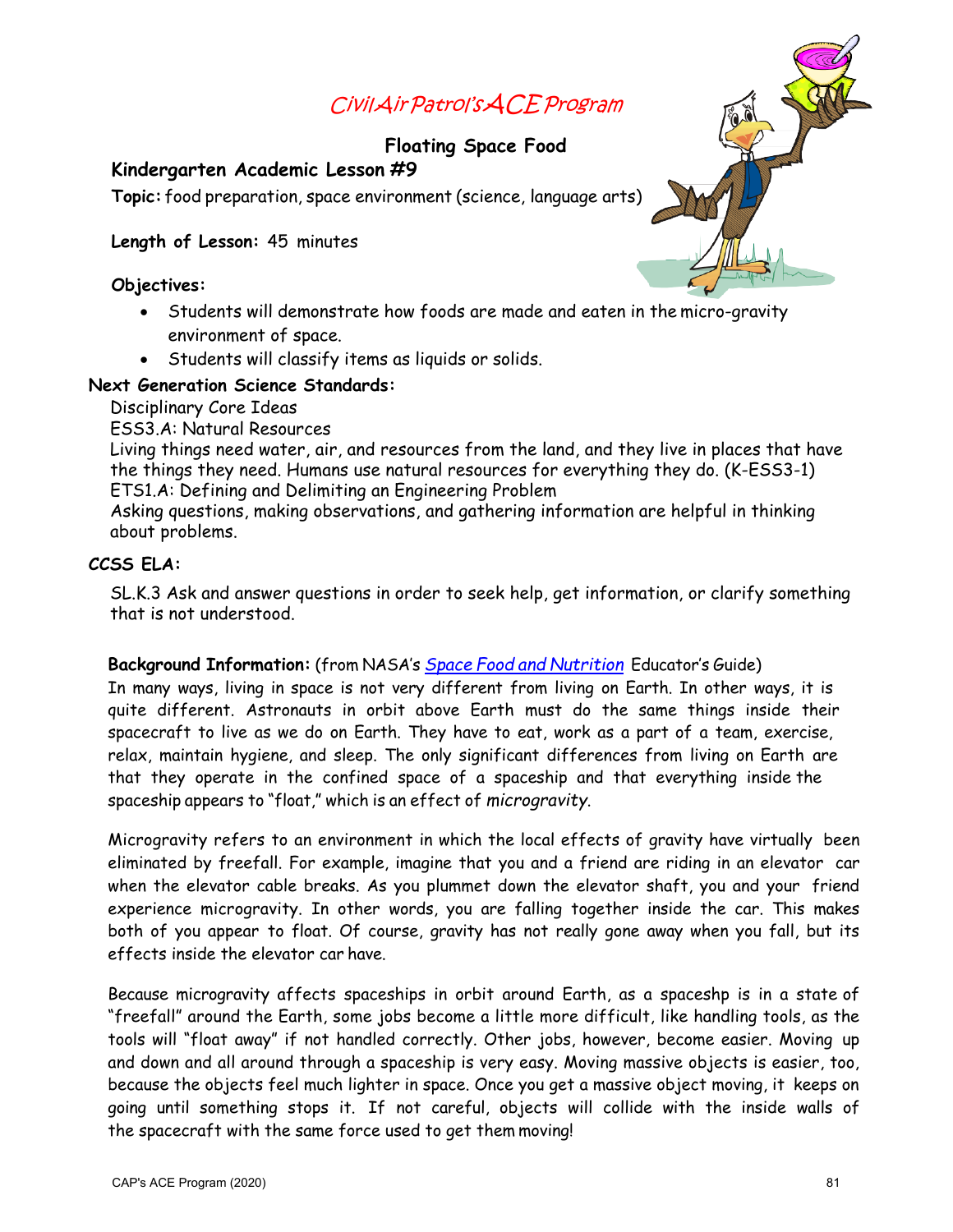# Civil Air Patrol's ACE Program

## Floating Space Food

### Kindergarten Academic Lesson #9

**Topic:** food preparation, space environment (science, language arts)

**Length of Lesson:** 45 minutes

**Objectives:**

- Students will demonstrate how foods are made and eaten in the micro-gravity environment of space.
- Students will classify items as liquids or solids.

**Next Generation Science Standards:**

Disciplinary Core Ideas

ESS3.A: Natural Resources

Living things need water, air, and resources from the land, and they live in places that have the things they need. Humans use natural resources for everything they do. (K-ESS3-1)

ETS1.A: Defining and Delimiting an Engineering Problem

Asking questions, making observations, and gathering information are helpful in thinking about problems.

**CCSS ELA:**

SL.K.3 Ask and answer questions in order to seek help, get information, or clarify something that is not understood.

**Background Information:** (from NASA's *Space Food and Nutrition* Educator's Guide)

In many ways, living in space is not very different from living on Earth. In other ways, it is quite different. Astronauts in orbit above Earth must do the same things inside their spacecraft to live as we do on Earth. They have to eat, work as a part of a team, exercise, relax, maintain hygiene, and sleep. The only significant differences from living on Earth are that they operate in the confined space of a spaceship and that everything inside the spaceship appears to "float," which is an effect of *microgravity*.

Microgravity refers to an environment in which the local effects of gravity have virtually been eliminated by freefall. For example, imagine that you and a friend are riding in an elevator car when the elevator cable breaks. As you plummet down the elevator shaft, you and your friend experience microgravity. In other words, you are falling together inside the car. This makes both of you appear to float. Of course, gravity has not really gone away when you fall, but its effects inside the elevator car have.

Because microgravity affects spaceships in orbit around Earth, as a spaceshp is in a state of "freefall" around the Earth, some jobs become a little more difficult, like handling tools, as the tools will "float away" if not handled correctly. Other jobs, however, become easier. Moving up and down and all around through a spaceship is very easy. Moving massive objects is easier, too, because the objects feel much lighter in space. Once you get a massive object moving, it keeps on going until something stops it. If not careful, objects will collide with the inside walls of the spacecraft with the same force used to get them moving!